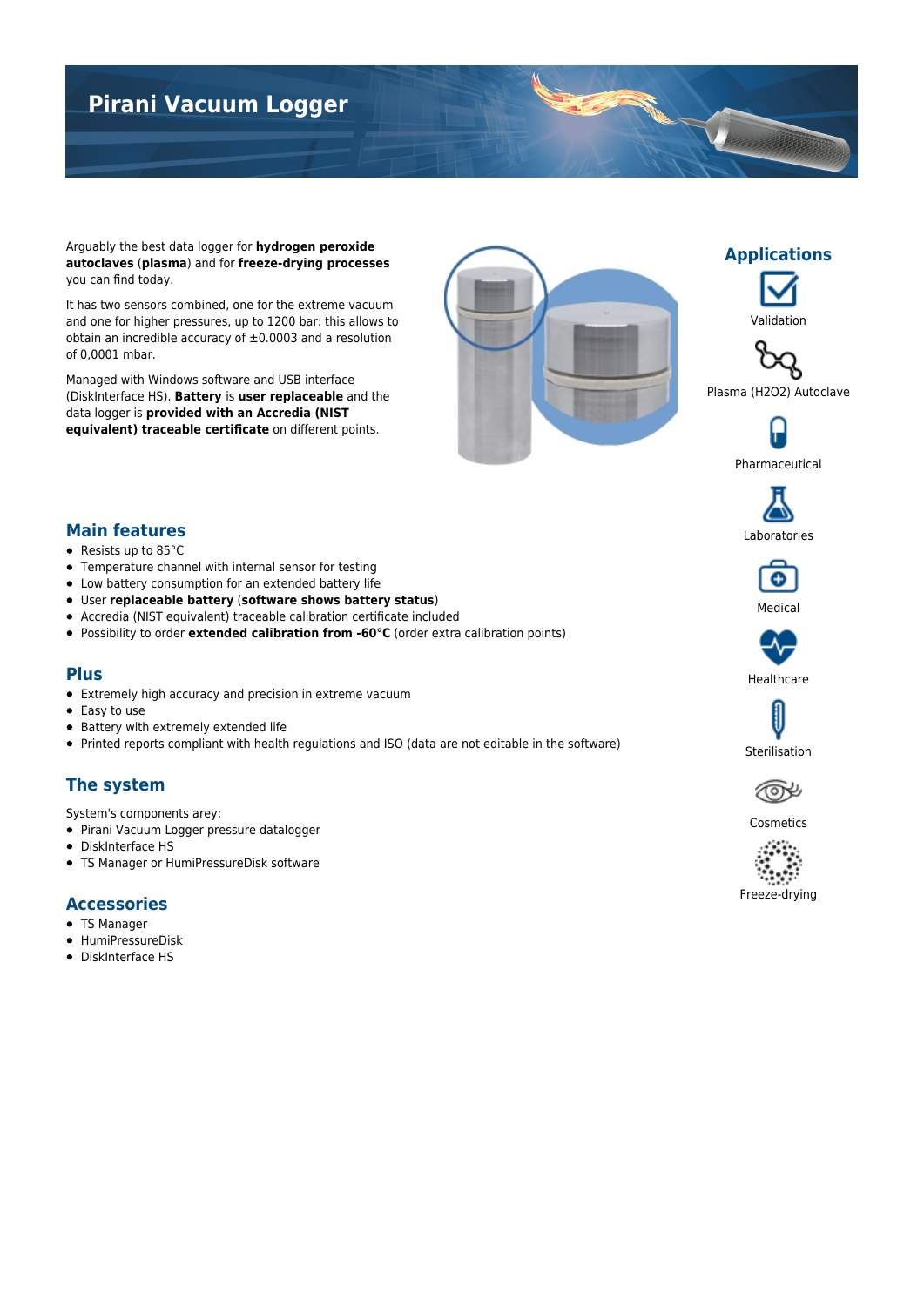# Pirani Vacuum Logger

Arguably the best data logger for **hydrogen peroxide autoclaves** (**plasma**) and for **freeze-drying processes** you can find today.

It has two sensors combined, one for the extreme vacuum and one for higher pressures, up to 1200 bar: this allows to obtain an incredible accuracy of ±0.0003 and a resolution of 0,0001 mbar.

Managed with Windows software and USB interface (DiskInterface HS). **Battery** is **user replaceable** and the data logger is **provided with an Accredia (NIST equivalent) traceable certificate** on different points.

## Applications

- Validation
- Plasma (H2O2) Autoclave
- Pharmaceutical
- Laboratories
- Medical
- Healthcare
- Sterilisation
- Cosmetics
- Freeze-drying

## Main features

- Resists up to 85°C
- Temperature channel with internal sensor for testing
- Low battery consumption for an extended battery life
- User **replaceable battery** (**software shows battery status**)
- Accredia (NIST equivalent) traceable calibration certificate included
- Possibility to order **extended calibration from -60°C** (order extra calibration points)

## Plus

- Extremely high accuracy and precision in extreme vacuum
- Easy to use
- Battery with extremely extended life
- Printed reports compliant with health regulations and ISO (data are not editable in the software)

## The system

System's components arey:

- Pirani Vacuum Logger pressure datalogger
- DiskInterface HS
- TS Manager or HumiPressureDisk software

## Accessories

- TS Manager
- HumiPressureDisk
- DiskInterface HS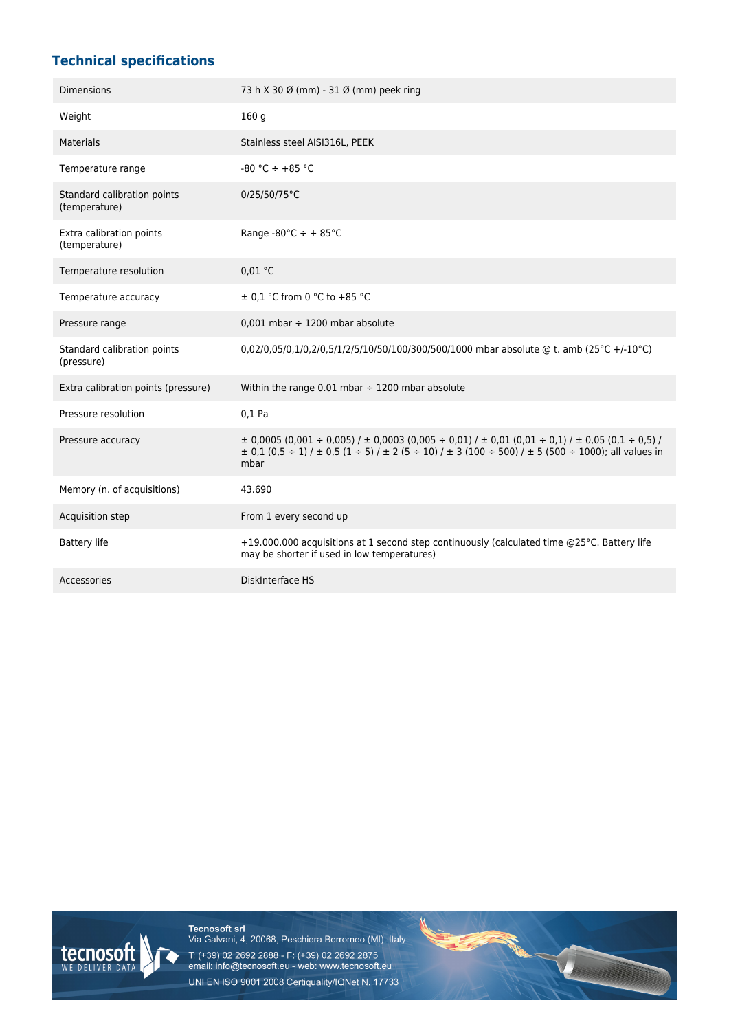## Technical specifications

| | |
|---|---|
| Dimensions | 73 h X 30 Ø (mm) - 31 Ø (mm) peek ring |
| Weight | 160 g |
| Materials | Stainless steel AISI316L, PEEK |
| Temperature range | -80 °C ÷ +85 °C |
| Standard calibration points (temperature) | 0/25/50/75°C |
| Extra calibration points (temperature) | Range -80°C ÷ + 85°C |
| Temperature resolution | 0,01 °C |
| Temperature accuracy | ± 0,1 °C from 0 °C to +85 °C |
| Pressure range | 0,001 mbar ÷ 1200 mbar absolute |
| Standard calibration points (pressure) | 0,02/0,05/0,1/0,2/0,5/1/2/5/10/50/100/300/500/1000 mbar absolute @ t. amb (25°C +/-10°C) |
| Extra calibration points (pressure) | Within the range 0.01 mbar ÷ 1200 mbar absolute |
| Pressure resolution | 0,1 Pa |
| Pressure accuracy | ± 0,0005 (0,001 ÷ 0,005) / ± 0,0003 (0,005 ÷ 0,01) / ± 0,01 (0,01 ÷ 0,1) / ± 0,05 (0,1 ÷ 0,5) / ± 0,1 (0,5 ÷ 1) / ± 0,5 (1 ÷ 5) / ± 2 (5 ÷ 10) / ± 3 (100 ÷ 500) / ± 5 (500 ÷ 1000); all values in mbar |
| Memory (n. of acquisitions) | 43.690 |
| Acquisition step | From 1 every second up |
| Battery life | +19.000.000 acquisitions at 1 second step continuously (calculated time @25°C. Battery life may be shorter if used in low temperatures) |
| Accessories | DiskInterface HS |

tecnosoft
WE DELIVER DATA

**Tecnosoft srl**
Via Galvani, 4, 20068, Peschiera Borromeo (MI), Italy
T: (+39) 02 2692 2888 - F: (+39) 02 2692 2875
email: info@tecnosoft.eu - web: www.tecnosoft.eu
UNI EN ISO 9001:2008 Certiquality/IQNet N. 17733